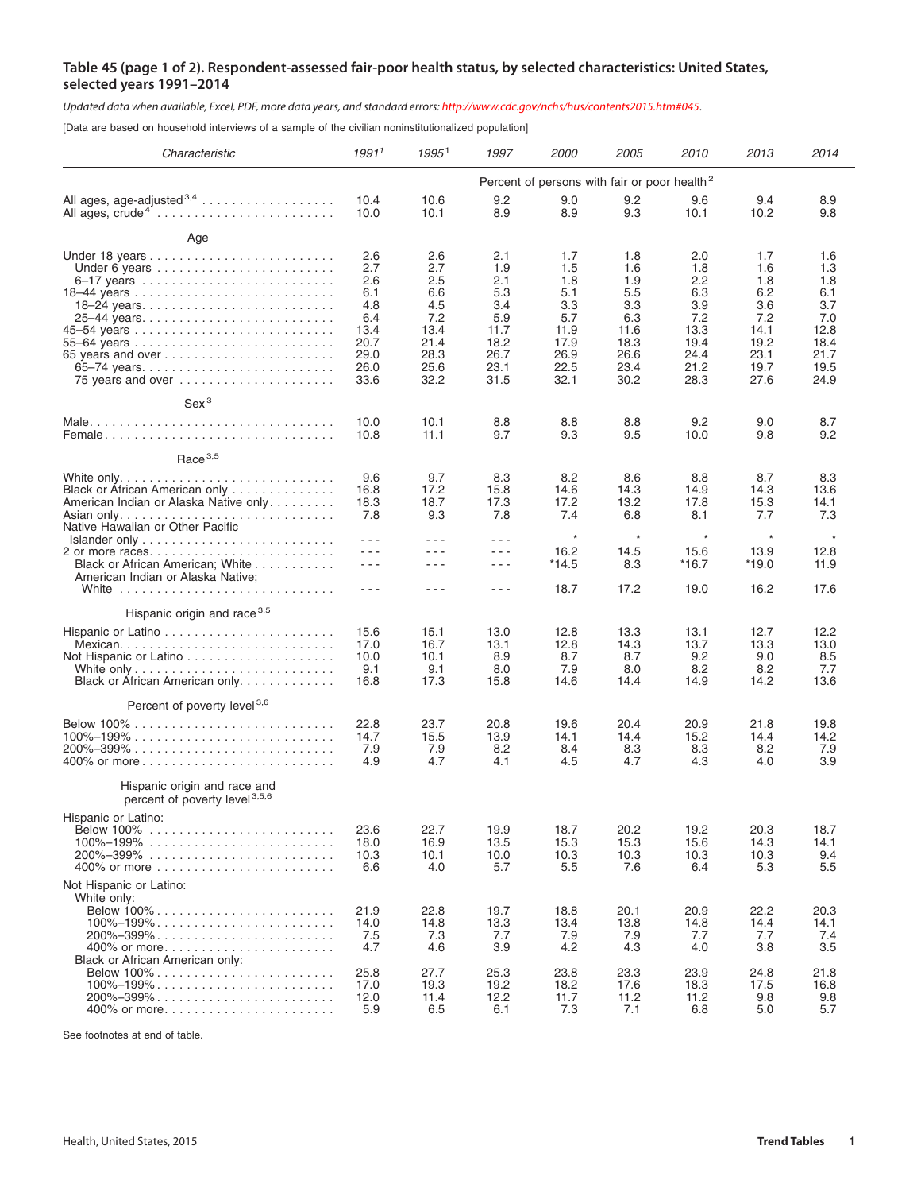### Table 45 (page 1 of 2). Respondent-assessed fair-poor health status, by selected characteristics: United States, selected years 1991–2014

*Updated data when available, Excel, PDF, more data years, and standard errors: http://www.cdc.gov/nchs/hus/contents2015.htm#045.*

[Data are based on household interviews of a sample of the civilian noninstitutionalized population]

| Characteristic | 1991[1] | 1995[1] | 1997 | 2000 | 2005 | 2010 | 2013 | 2014 |
|---|---|---|---|---|---|---|---|---|
| | Percent of persons with fair or poor health[2] | | | | | | | |
| All ages, age-adjusted[3,4] | 10.4 | 10.6 | 9.2 | 9.0 | 9.2 | 9.6 | 9.4 | 8.9 |
| All ages, crude[4] | 10.0 | 10.1 | 8.9 | 8.9 | 9.3 | 10.1 | 10.2 | 9.8 |
| **Age** | | | | | | | | |
| Under 18 years | 2.6 | 2.6 | 2.1 | 1.7 | 1.8 | 2.0 | 1.7 | 1.6 |
| Under 6 years | 2.7 | 2.7 | 1.9 | 1.5 | 1.6 | 1.8 | 1.6 | 1.3 |
| 6–17 years | 2.6 | 2.5 | 2.1 | 1.8 | 1.9 | 2.2 | 1.8 | 1.8 |
| 18–44 years | 6.1 | 6.6 | 5.3 | 5.1 | 5.5 | 6.3 | 6.2 | 6.1 |
| 18–24 years | 4.8 | 4.5 | 3.4 | 3.3 | 3.3 | 3.9 | 3.6 | 3.7 |
| 25–44 years | 6.4 | 7.2 | 5.9 | 5.7 | 6.3 | 7.2 | 7.2 | 7.0 |
| 45–54 years | 13.4 | 13.4 | 11.7 | 11.9 | 11.6 | 13.3 | 14.1 | 12.8 |
| 55–64 years | 20.7 | 21.4 | 18.2 | 17.9 | 18.3 | 19.4 | 19.2 | 18.4 |
| 65 years and over | 29.0 | 28.3 | 26.7 | 26.9 | 26.6 | 24.4 | 23.1 | 21.7 |
| 65–74 years | 26.0 | 25.6 | 23.1 | 22.5 | 23.4 | 21.2 | 19.7 | 19.5 |
| 75 years and over | 33.6 | 32.2 | 31.5 | 32.1 | 30.2 | 28.3 | 27.6 | 24.9 |
| **Sex[3]** | | | | | | | | |
| Male | 10.0 | 10.1 | 8.8 | 8.8 | 8.8 | 9.2 | 9.0 | 8.7 |
| Female | 10.8 | 11.1 | 9.7 | 9.3 | 9.5 | 10.0 | 9.8 | 9.2 |
| **Race[3,5]** | | | | | | | | |
| White only | 9.6 | 9.7 | 8.3 | 8.2 | 8.6 | 8.8 | 8.7 | 8.3 |
| Black or African American only | 16.8 | 17.2 | 15.8 | 14.6 | 14.3 | 14.9 | 14.3 | 13.6 |
| American Indian or Alaska Native only | 18.3 | 18.7 | 17.3 | 17.2 | 13.2 | 17.8 | 15.3 | 14.1 |
| Asian only | 7.8 | 9.3 | 7.8 | 7.4 | 6.8 | 8.1 | 7.7 | 7.3 |
| Native Hawaiian or Other Pacific Islander only | - - - | - - - | - - - | * | * | * | * | * |
| 2 or more races | - - - | - - - | - - - | 16.2 | 14.5 | 15.6 | 13.9 | 12.8 |
| Black or African American; White | - - - | - - - | - - - | *14.5 | 8.3 | *16.7 | *19.0 | 11.9 |
| American Indian or Alaska Native; White | - - - | - - - | - - - | 18.7 | 17.2 | 19.0 | 16.2 | 17.6 |
| **Hispanic origin and race[3,5]** | | | | | | | | |
| Hispanic or Latino | 15.6 | 15.1 | 13.0 | 12.8 | 13.3 | 13.1 | 12.7 | 12.2 |
| Mexican | 17.0 | 16.7 | 13.1 | 12.8 | 14.3 | 13.7 | 13.3 | 13.0 |
| Not Hispanic or Latino | 10.0 | 10.1 | 8.9 | 8.7 | 8.7 | 9.2 | 9.0 | 8.5 |
| White only | 9.1 | 9.1 | 8.0 | 7.9 | 8.0 | 8.2 | 8.2 | 7.7 |
| Black or African American only | 16.8 | 17.3 | 15.8 | 14.6 | 14.4 | 14.9 | 14.2 | 13.6 |
| **Percent of poverty level[3,6]** | | | | | | | | |
| Below 100% | 22.8 | 23.7 | 20.8 | 19.6 | 20.4 | 20.9 | 21.8 | 19.8 |
| 100%–199% | 14.7 | 15.5 | 13.9 | 14.1 | 14.4 | 15.2 | 14.4 | 14.2 |
| 200%–399% | 7.9 | 7.9 | 8.2 | 8.4 | 8.3 | 8.3 | 8.2 | 7.9 |
| 400% or more | 4.9 | 4.7 | 4.1 | 4.5 | 4.7 | 4.3 | 4.0 | 3.9 |
| **Hispanic origin and race and percent of poverty level[3,5,6]** | | | | | | | | |
| Hispanic or Latino: | | | | | | | | |
| Below 100% | 23.6 | 22.7 | 19.9 | 18.7 | 20.2 | 19.2 | 20.3 | 18.7 |
| 100%–199% | 18.0 | 16.9 | 13.5 | 15.3 | 15.3 | 15.6 | 14.3 | 14.1 |
| 200%–399% | 10.3 | 10.1 | 10.0 | 10.3 | 10.3 | 10.3 | 10.3 | 9.4 |
| 400% or more | 6.6 | 4.0 | 5.7 | 5.5 | 7.6 | 6.4 | 5.3 | 5.5 |
| Not Hispanic or Latino: | | | | | | | | |
| White only: | | | | | | | | |
| Below 100% | 21.9 | 22.8 | 19.7 | 18.8 | 20.1 | 20.9 | 22.2 | 20.3 |
| 100%–199% | 14.0 | 14.8 | 13.3 | 13.4 | 13.8 | 14.8 | 14.4 | 14.1 |
| 200%–399% | 7.5 | 7.3 | 7.7 | 7.9 | 7.9 | 7.7 | 7.7 | 7.4 |
| 400% or more | 4.7 | 4.6 | 3.9 | 4.2 | 4.3 | 4.0 | 3.8 | 3.5 |
| Black or African American only: | | | | | | | | |
| Below 100% | 25.8 | 27.7 | 25.3 | 23.8 | 23.3 | 23.9 | 24.8 | 21.8 |
| 100%–199% | 17.0 | 19.3 | 19.2 | 18.2 | 17.6 | 18.3 | 17.5 | 16.8 |
| 200%–399% | 12.0 | 11.4 | 12.2 | 11.7 | 11.2 | 11.2 | 9.8 | 9.8 |
| 400% or more | 5.9 | 6.5 | 6.1 | 7.3 | 7.1 | 6.8 | 5.0 | 5.7 |

See footnotes at end of table.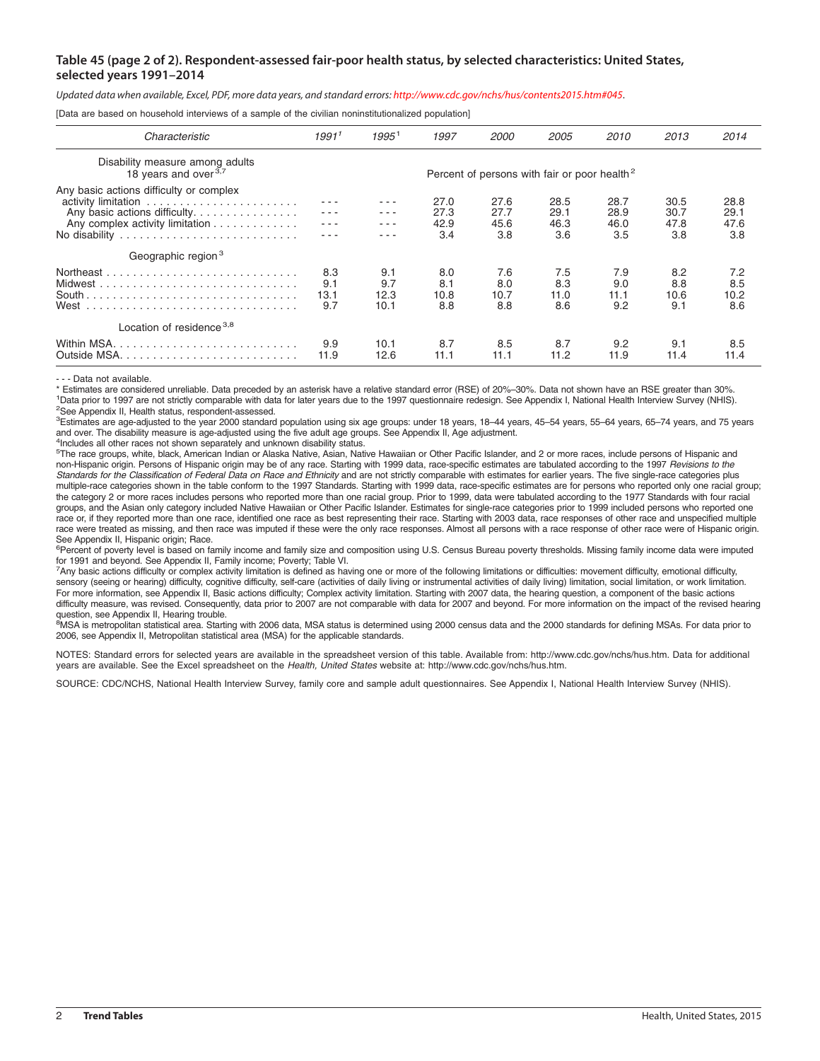### Table 45 (page 2 of 2). Respondent-assessed fair-poor health status, by selected characteristics: United States, selected years 1991–2014

*Updated data when available, Excel, PDF, more data years, and standard errors: http://www.cdc.gov/nchs/hus/contents2015.htm#045.*

[Data are based on household interviews of a sample of the civilian noninstitutionalized population]

| Characteristic | 1991[1] | 1995[1] | 1997 | 2000 | 2005 | 2010 | 2013 | 2014 |
|---|---|---|---|---|---|---|---|---|
| Disability measure among adults 18 years and over[3,7] | Percent of persons with fair or poor health[2] | | | | | | | |
| Any basic actions difficulty or complex activity limitation | - - - | - - - | 27.0 | 27.6 | 28.5 | 28.7 | 30.5 | 28.8 |
| Any basic actions difficulty | - - - | - - - | 27.3 | 27.7 | 29.1 | 28.9 | 30.7 | 29.1 |
| Any complex activity limitation | - - - | - - - | 42.9 | 45.6 | 46.3 | 46.0 | 47.8 | 47.6 |
| No disability | - - - | - - - | 3.4 | 3.8 | 3.6 | 3.5 | 3.8 | 3.8 |
| Geographic region[3] | | | | | | | | |
| Northeast | 8.3 | 9.1 | 8.0 | 7.6 | 7.5 | 7.9 | 8.2 | 7.2 |
| Midwest | 9.1 | 9.7 | 8.1 | 8.0 | 8.3 | 9.0 | 8.8 | 8.5 |
| South | 13.1 | 12.3 | 10.8 | 10.7 | 11.0 | 11.1 | 10.6 | 10.2 |
| West | 9.7 | 10.1 | 8.8 | 8.8 | 8.6 | 9.2 | 9.1 | 8.6 |
| Location of residence[3,8] | | | | | | | | |
| Within MSA | 9.9 | 10.1 | 8.7 | 8.5 | 8.7 | 9.2 | 9.1 | 8.5 |
| Outside MSA | 11.9 | 12.6 | 11.1 | 11.1 | 11.2 | 11.9 | 11.4 | 11.4 |

- - - Data not available.

* Estimates are considered unreliable. Data preceded by an asterisk have a relative standard error (RSE) of 20%–30%. Data not shown have an RSE greater than 30%.

[1]Data prior to 1997 are not strictly comparable with data for later years due to the 1997 questionnaire redesign. See Appendix I, National Health Interview Survey (NHIS).

[2]See Appendix II, Health status, respondent-assessed.

[3]Estimates are age-adjusted to the year 2000 standard population using six age groups: under 18 years, 18–44 years, 45–54 years, 55–64 years, 65–74 years, and 75 years and over. The disability measure is age-adjusted using the five adult age groups. See Appendix II, Age adjustment.

[4]Includes all other races not shown separately and unknown disability status.

[5]The race groups, white, black, American Indian or Alaska Native, Asian, Native Hawaiian or Other Pacific Islander, and 2 or more races, include persons of Hispanic and non-Hispanic origin. Persons of Hispanic origin may be of any race. Starting with 1999 data, race-specific estimates are tabulated according to the 1997 *Revisions to the Standards for the Classification of Federal Data on Race and Ethnicity* and are not strictly comparable with estimates for earlier years. The five single-race categories plus multiple-race categories shown in the table conform to the 1997 Standards. Starting with 1999 data, race-specific estimates are for persons who reported only one racial group; the category 2 or more races includes persons who reported more than one racial group. Prior to 1999, data were tabulated according to the 1977 Standards with four racial groups, and the Asian only category included Native Hawaiian or Other Pacific Islander. Estimates for single-race categories prior to 1999 included persons who reported one race or, if they reported more than one race, identified one race as best representing their race. Starting with 2003 data, race responses of other race and unspecified multiple race were treated as missing, and then race was imputed if these were the only race responses. Almost all persons with a race response of other race were of Hispanic origin. See Appendix II, Hispanic origin; Race.

[6]Percent of poverty level is based on family income and family size and composition using U.S. Census Bureau poverty thresholds. Missing family income data were imputed for 1991 and beyond. See Appendix II, Family income; Poverty; Table VI.

[7]Any basic actions difficulty or complex activity limitation is defined as having one or more of the following limitations or difficulties: movement difficulty, emotional difficulty, sensory (seeing or hearing) difficulty, cognitive difficulty, self-care (activities of daily living or instrumental activities of daily living) limitation, social limitation, or work limitation. For more information, see Appendix II, Basic actions difficulty; Complex activity limitation. Starting with 2007 data, the hearing question, a component of the basic actions difficulty measure, was revised. Consequently, data prior to 2007 are not comparable with data for 2007 and beyond. For more information on the impact of the revised hearing question, see Appendix II, Hearing trouble.

[8]MSA is metropolitan statistical area. Starting with 2006 data, MSA status is determined using 2000 census data and the 2000 standards for defining MSAs. For data prior to 2006, see Appendix II, Metropolitan statistical area (MSA) for the applicable standards.

NOTES: Standard errors for selected years are available in the spreadsheet version of this table. Available from: http://www.cdc.gov/nchs/hus.htm. Data for additional years are available. See the Excel spreadsheet on the *Health, United States* website at: http://www.cdc.gov/nchs/hus.htm.

SOURCE: CDC/NCHS, National Health Interview Survey, family core and sample adult questionnaires. See Appendix I, National Health Interview Survey (NHIS).